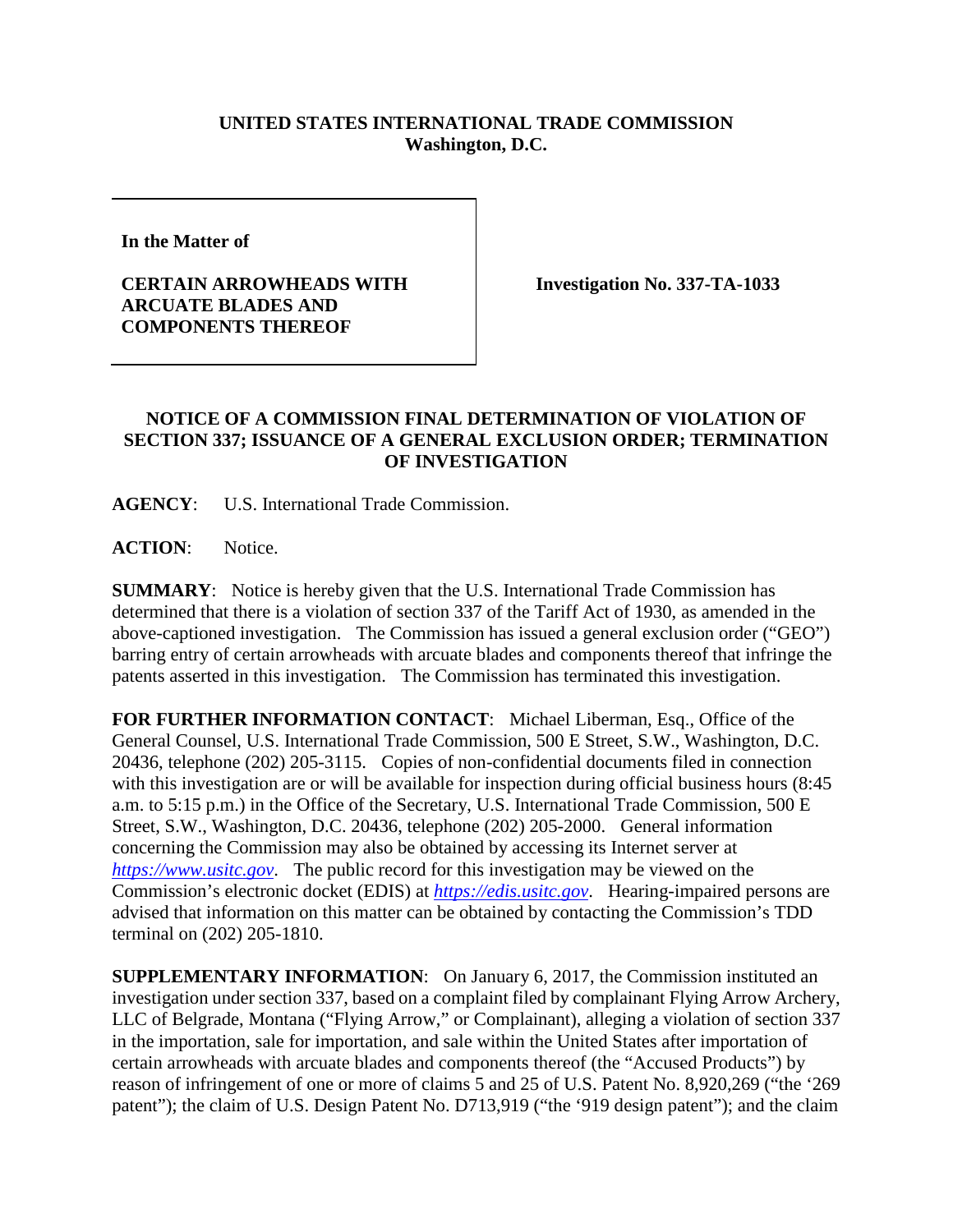**UNITED STATES INTERNATIONAL TRADE COMMISSION**
**Washington, D.C.**

**In the Matter of**

**CERTAIN ARROWHEADS WITH ARCUATE BLADES AND COMPONENTS THEREOF**

**Investigation No. 337-TA-1033**

**NOTICE OF A COMMISSION FINAL DETERMINATION OF VIOLATION OF SECTION 337; ISSUANCE OF A GENERAL EXCLUSION ORDER; TERMINATION OF INVESTIGATION**

**AGENCY**: U.S. International Trade Commission.

**ACTION**: Notice.

**SUMMARY**: Notice is hereby given that the U.S. International Trade Commission has determined that there is a violation of section 337 of the Tariff Act of 1930, as amended in the above-captioned investigation. The Commission has issued a general exclusion order ("GEO") barring entry of certain arrowheads with arcuate blades and components thereof that infringe the patents asserted in this investigation. The Commission has terminated this investigation.

**FOR FURTHER INFORMATION CONTACT**: Michael Liberman, Esq., Office of the General Counsel, U.S. International Trade Commission, 500 E Street, S.W., Washington, D.C. 20436, telephone (202) 205-3115. Copies of non-confidential documents filed in connection with this investigation are or will be available for inspection during official business hours (8:45 a.m. to 5:15 p.m.) in the Office of the Secretary, U.S. International Trade Commission, 500 E Street, S.W., Washington, D.C. 20436, telephone (202) 205-2000. General information concerning the Commission may also be obtained by accessing its Internet server at *https://www.usitc.gov*. The public record for this investigation may be viewed on the Commission's electronic docket (EDIS) at *https://edis.usitc.gov*. Hearing-impaired persons are advised that information on this matter can be obtained by contacting the Commission's TDD terminal on (202) 205-1810.

**SUPPLEMENTARY INFORMATION**: On January 6, 2017, the Commission instituted an investigation under section 337, based on a complaint filed by complainant Flying Arrow Archery, LLC of Belgrade, Montana ("Flying Arrow," or Complainant), alleging a violation of section 337 in the importation, sale for importation, and sale within the United States after importation of certain arrowheads with arcuate blades and components thereof (the "Accused Products") by reason of infringement of one or more of claims 5 and 25 of U.S. Patent No. 8,920,269 ("the '269 patent"); the claim of U.S. Design Patent No. D713,919 ("the '919 design patent"); and the claim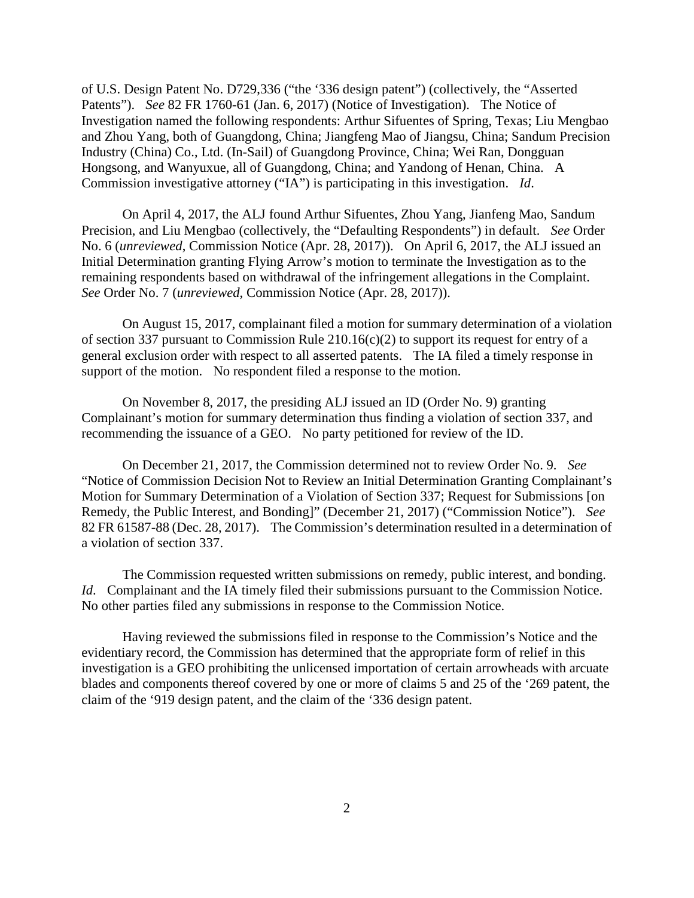of U.S. Design Patent No. D729,336 ("the '336 design patent") (collectively, the "Asserted Patents"). *See* 82 FR 1760-61 (Jan. 6, 2017) (Notice of Investigation). The Notice of Investigation named the following respondents: Arthur Sifuentes of Spring, Texas; Liu Mengbao and Zhou Yang, both of Guangdong, China; Jiangfeng Mao of Jiangsu, China; Sandum Precision Industry (China) Co., Ltd. (In-Sail) of Guangdong Province, China; Wei Ran, Dongguan Hongsong, and Wanyuxue, all of Guangdong, China; and Yandong of Henan, China. A Commission investigative attorney ("IA") is participating in this investigation. *Id*.

On April 4, 2017, the ALJ found Arthur Sifuentes, Zhou Yang, Jianfeng Mao, Sandum Precision, and Liu Mengbao (collectively, the "Defaulting Respondents") in default. *See* Order No. 6 (*unreviewed*, Commission Notice (Apr. 28, 2017)). On April 6, 2017, the ALJ issued an Initial Determination granting Flying Arrow's motion to terminate the Investigation as to the remaining respondents based on withdrawal of the infringement allegations in the Complaint. *See* Order No. 7 (*unreviewed*, Commission Notice (Apr. 28, 2017)).

On August 15, 2017, complainant filed a motion for summary determination of a violation of section 337 pursuant to Commission Rule 210.16(c)(2) to support its request for entry of a general exclusion order with respect to all asserted patents. The IA filed a timely response in support of the motion. No respondent filed a response to the motion.

On November 8, 2017, the presiding ALJ issued an ID (Order No. 9) granting Complainant's motion for summary determination thus finding a violation of section 337, and recommending the issuance of a GEO. No party petitioned for review of the ID.

On December 21, 2017, the Commission determined not to review Order No. 9. *See* "Notice of Commission Decision Not to Review an Initial Determination Granting Complainant's Motion for Summary Determination of a Violation of Section 337; Request for Submissions [on Remedy, the Public Interest, and Bonding]" (December 21, 2017) ("Commission Notice"). *See* 82 FR 61587-88 (Dec. 28, 2017). The Commission's determination resulted in a determination of a violation of section 337.

The Commission requested written submissions on remedy, public interest, and bonding. *Id*. Complainant and the IA timely filed their submissions pursuant to the Commission Notice. No other parties filed any submissions in response to the Commission Notice.

Having reviewed the submissions filed in response to the Commission's Notice and the evidentiary record, the Commission has determined that the appropriate form of relief in this investigation is a GEO prohibiting the unlicensed importation of certain arrowheads with arcuate blades and components thereof covered by one or more of claims 5 and 25 of the '269 patent, the claim of the '919 design patent, and the claim of the '336 design patent.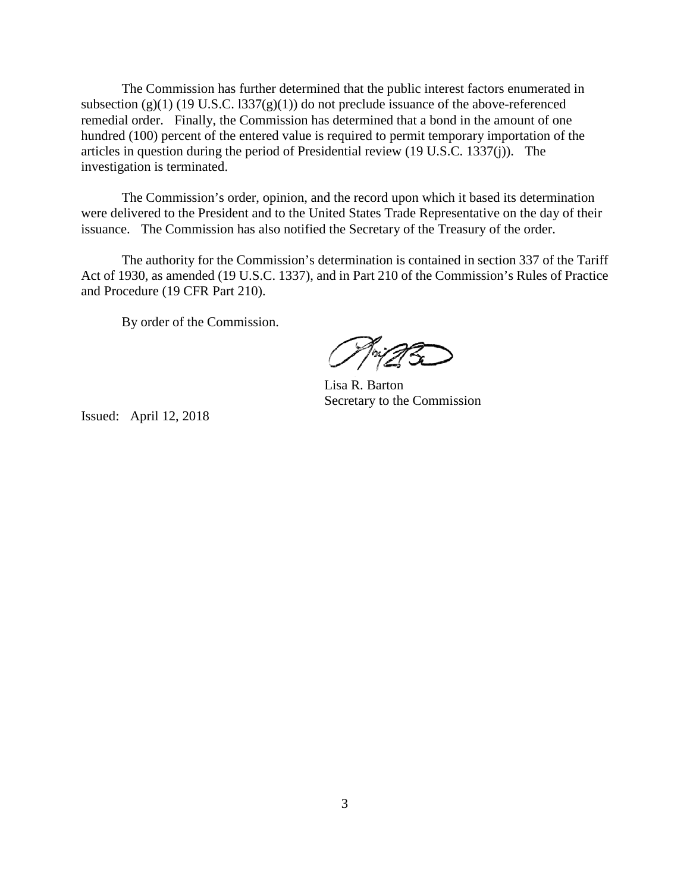The Commission has further determined that the public interest factors enumerated in subsection (g)(1) (19 U.S.C. l337(g)(1)) do not preclude issuance of the above-referenced remedial order. Finally, the Commission has determined that a bond in the amount of one hundred (100) percent of the entered value is required to permit temporary importation of the articles in question during the period of Presidential review (19 U.S.C. 1337(j)). The investigation is terminated.

The Commission's order, opinion, and the record upon which it based its determination were delivered to the President and to the United States Trade Representative on the day of their issuance. The Commission has also notified the Secretary of the Treasury of the order.

The authority for the Commission's determination is contained in section 337 of the Tariff Act of 1930, as amended (19 U.S.C. 1337), and in Part 210 of the Commission's Rules of Practice and Procedure (19 CFR Part 210).

By order of the Commission.

Lisa R. Barton
Secretary to the Commission

Issued: April 12, 2018